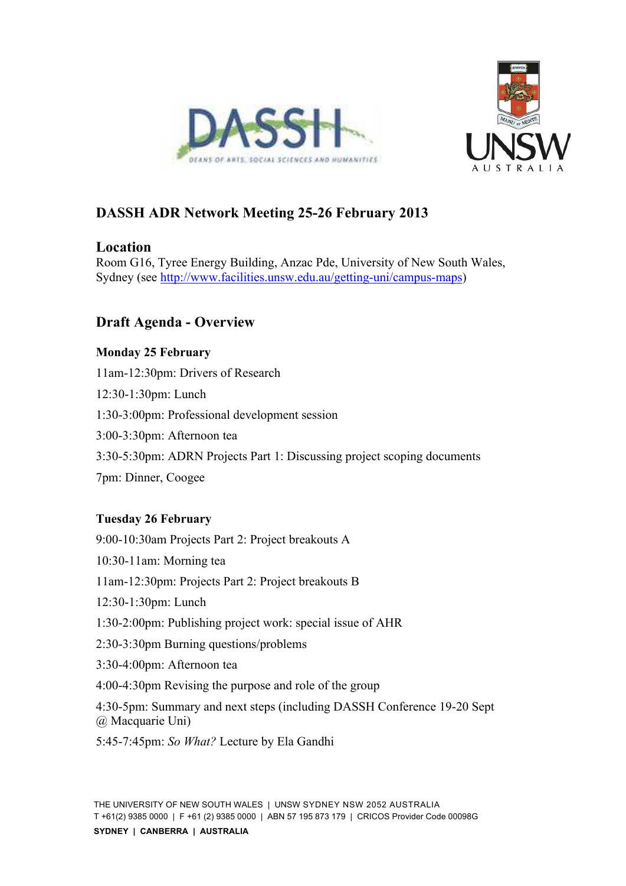# DASSH ADR Network Meeting 25-26 February 2013

## Location

Room G16, Tyree Energy Building, Anzac Pde, University of New South Wales, Sydney (see http://www.facilities.unsw.edu.au/getting-uni/campus-maps)

## Draft Agenda - Overview

**Monday 25 February**

11am-12:30pm: Drivers of Research

12:30-1:30pm: Lunch

1:30-3:00pm: Professional development session

3:00-3:30pm: Afternoon tea

3:30-5:30pm: ADRN Projects Part 1: Discussing project scoping documents

7pm: Dinner, Coogee

**Tuesday 26 February**

9:00-10:30am Projects Part 2: Project breakouts A

10:30-11am: Morning tea

11am-12:30pm: Projects Part 2: Project breakouts B

12:30-1:30pm: Lunch

1:30-2:00pm: Publishing project work: special issue of AHR

2:30-3:30pm Burning questions/problems

3:30-4:00pm: Afternoon tea

4:00-4:30pm Revising the purpose and role of the group

4:30-5pm: Summary and next steps (including DASSH Conference 19-20 Sept @ Macquarie Uni)

5:45-7:45pm: *So What?* Lecture by Ela Gandhi

THE UNIVERSITY OF NEW SOUTH WALES | UNSW SYDNEY NSW 2052 AUSTRALIA
T +61(2) 9385 0000 | F +61 (2) 9385 0000 | ABN 57 195 873 179 | CRICOS Provider Code 00098G
**SYDNEY | CANBERRA | AUSTRALIA**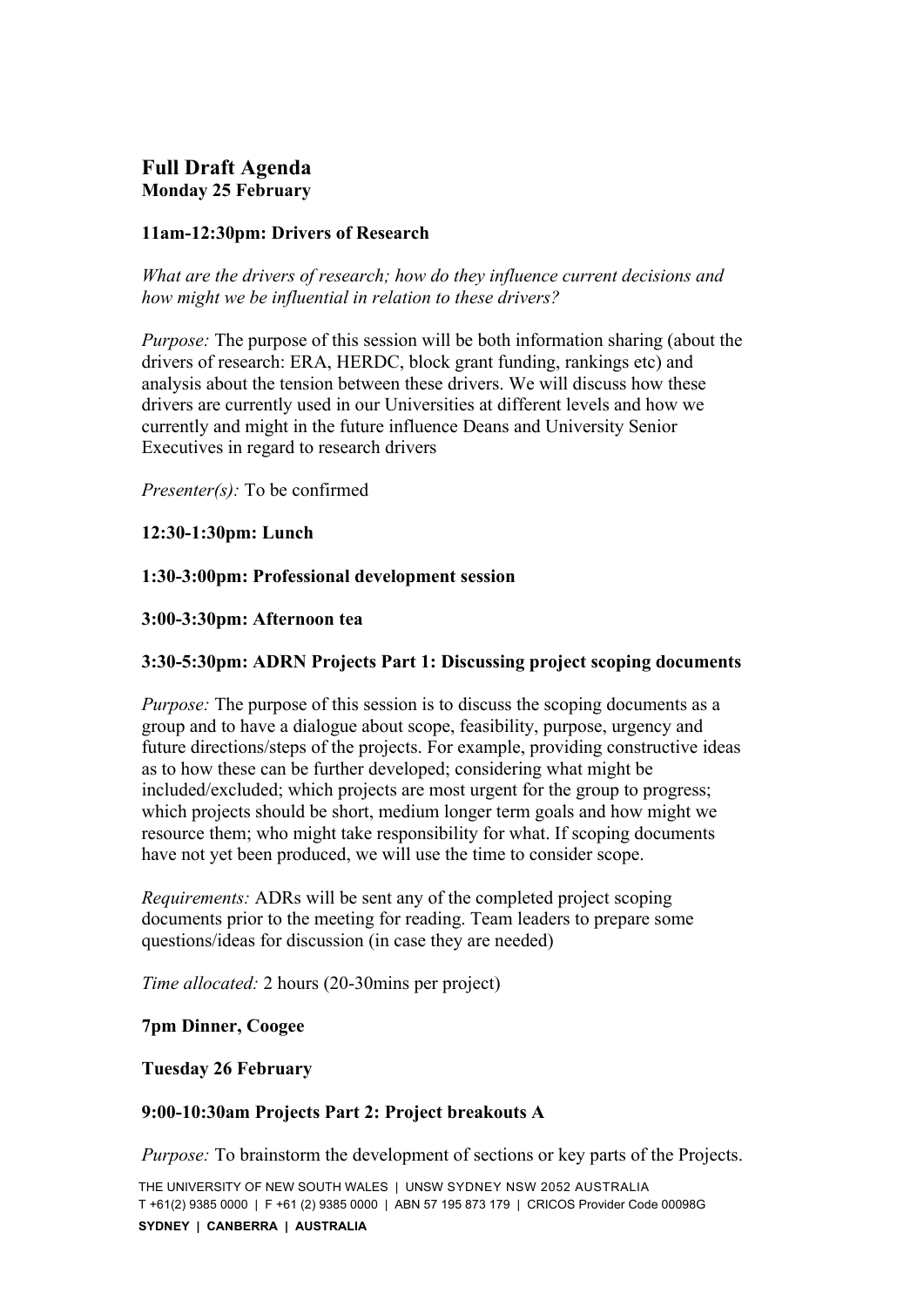## Full Draft Agenda

### Monday 25 February

**11am-12:30pm: Drivers of Research**

*What are the drivers of research; how do they influence current decisions and how might we be influential in relation to these drivers?*

*Purpose:* The purpose of this session will be both information sharing (about the drivers of research: ERA, HERDC, block grant funding, rankings etc) and analysis about the tension between these drivers. We will discuss how these drivers are currently used in our Universities at different levels and how we currently and might in the future influence Deans and University Senior Executives in regard to research drivers

*Presenter(s):* To be confirmed

**12:30-1:30pm: Lunch**

**1:30-3:00pm: Professional development session**

**3:00-3:30pm: Afternoon tea**

**3:30-5:30pm: ADRN Projects Part 1: Discussing project scoping documents**

*Purpose:* The purpose of this session is to discuss the scoping documents as a group and to have a dialogue about scope, feasibility, purpose, urgency and future directions/steps of the projects. For example, providing constructive ideas as to how these can be further developed; considering what might be included/excluded; which projects are most urgent for the group to progress; which projects should be short, medium longer term goals and how might we resource them; who might take responsibility for what. If scoping documents have not yet been produced, we will use the time to consider scope.

*Requirements:* ADRs will be sent any of the completed project scoping documents prior to the meeting for reading. Team leaders to prepare some questions/ideas for discussion (in case they are needed)

*Time allocated:* 2 hours (20-30mins per project)

**7pm Dinner, Coogee**

### Tuesday 26 February

**9:00-10:30am Projects Part 2: Project breakouts A**

*Purpose:* To brainstorm the development of sections or key parts of the Projects.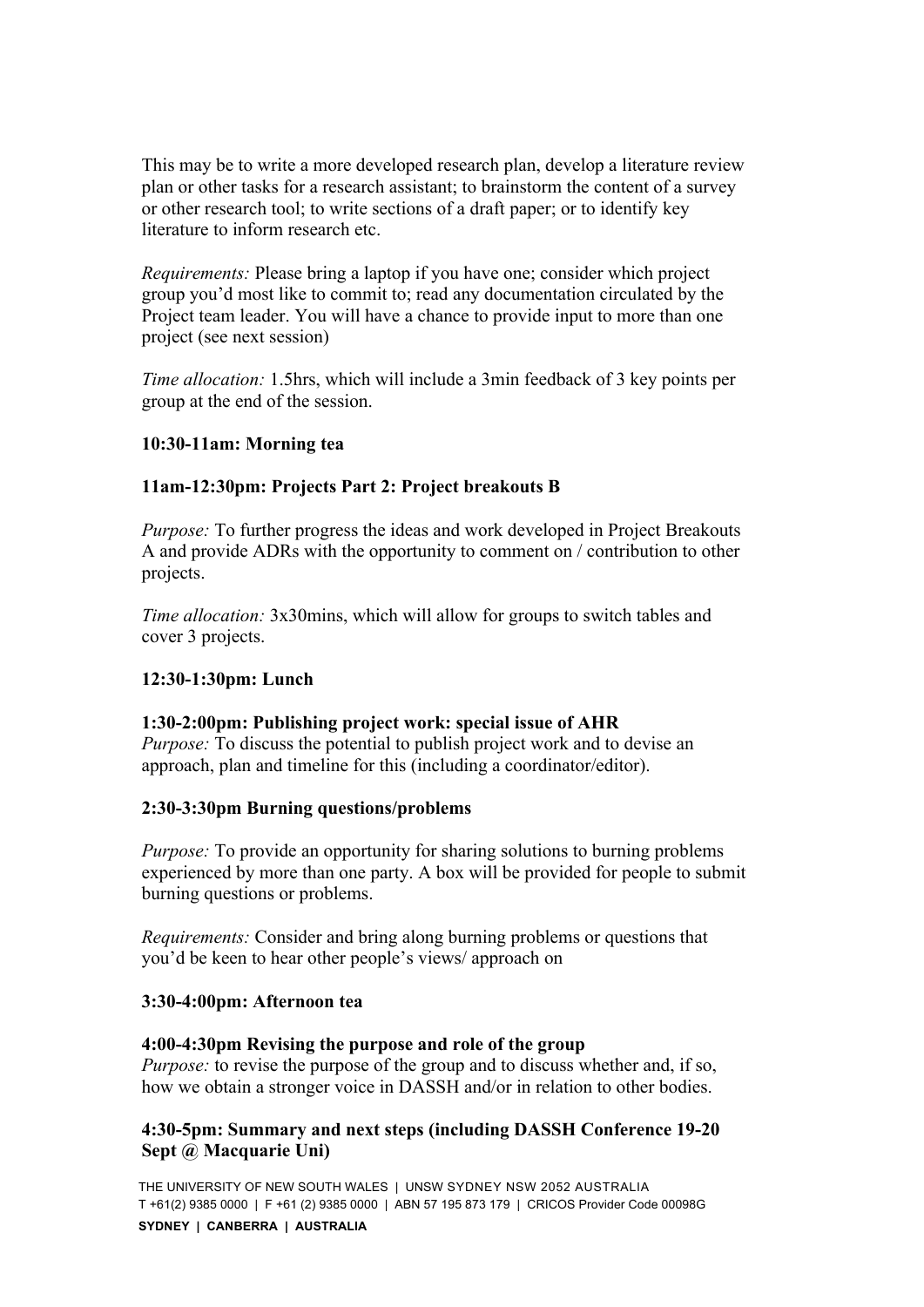This may be to write a more developed research plan, develop a literature review plan or other tasks for a research assistant; to brainstorm the content of a survey or other research tool; to write sections of a draft paper; or to identify key literature to inform research etc.

*Requirements:* Please bring a laptop if you have one; consider which project group you'd most like to commit to; read any documentation circulated by the Project team leader. You will have a chance to provide input to more than one project (see next session)

*Time allocation:* 1.5hrs, which will include a 3min feedback of 3 key points per group at the end of the session.

**10:30-11am: Morning tea**

**11am-12:30pm: Projects Part 2: Project breakouts B**

*Purpose:* To further progress the ideas and work developed in Project Breakouts A and provide ADRs with the opportunity to comment on / contribution to other projects.

*Time allocation:* 3x30mins, which will allow for groups to switch tables and cover 3 projects.

**12:30-1:30pm: Lunch**

**1:30-2:00pm: Publishing project work: special issue of AHR**

*Purpose:* To discuss the potential to publish project work and to devise an approach, plan and timeline for this (including a coordinator/editor).

**2:30-3:30pm Burning questions/problems**

*Purpose:* To provide an opportunity for sharing solutions to burning problems experienced by more than one party. A box will be provided for people to submit burning questions or problems.

*Requirements:* Consider and bring along burning problems or questions that you'd be keen to hear other people's views/ approach on

**3:30-4:00pm: Afternoon tea**

**4:00-4:30pm Revising the purpose and role of the group**

*Purpose:* to revise the purpose of the group and to discuss whether and, if so, how we obtain a stronger voice in DASSH and/or in relation to other bodies.

**4:30-5pm: Summary and next steps (including DASSH Conference 19-20 Sept @ Macquarie Uni)**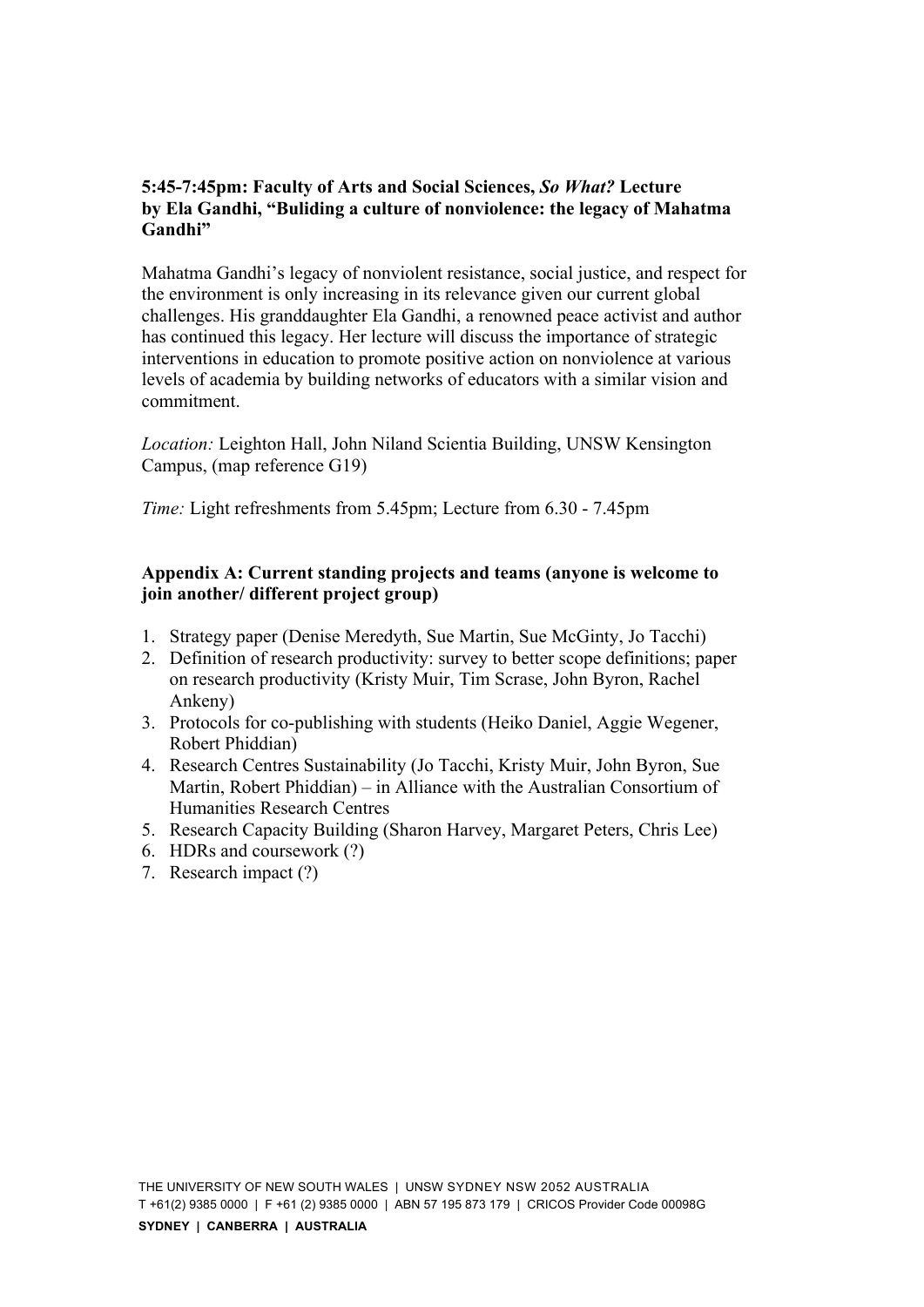**5:45-7:45pm: Faculty of Arts and Social Sciences, *So What?* Lecture by Ela Gandhi, "Buliding a culture of nonviolence: the legacy of Mahatma Gandhi"**

Mahatma Gandhi's legacy of nonviolent resistance, social justice, and respect for the environment is only increasing in its relevance given our current global challenges. His granddaughter Ela Gandhi, a renowned peace activist and author has continued this legacy. Her lecture will discuss the importance of strategic interventions in education to promote positive action on nonviolence at various levels of academia by building networks of educators with a similar vision and commitment.

*Location:* Leighton Hall, John Niland Scientia Building, UNSW Kensington Campus, (map reference G19)

*Time:* Light refreshments from 5.45pm; Lecture from 6.30 - 7.45pm

**Appendix A: Current standing projects and teams (anyone is welcome to join another/ different project group)**

1. Strategy paper (Denise Meredyth, Sue Martin, Sue McGinty, Jo Tacchi)
2. Definition of research productivity: survey to better scope definitions; paper on research productivity (Kristy Muir, Tim Scrase, John Byron, Rachel Ankeny)
3. Protocols for co-publishing with students (Heiko Daniel, Aggie Wegener, Robert Phiddian)
4. Research Centres Sustainability (Jo Tacchi, Kristy Muir, John Byron, Sue Martin, Robert Phiddian) – in Alliance with the Australian Consortium of Humanities Research Centres
5. Research Capacity Building (Sharon Harvey, Margaret Peters, Chris Lee)
6. HDRs and coursework (?)
7. Research impact (?)